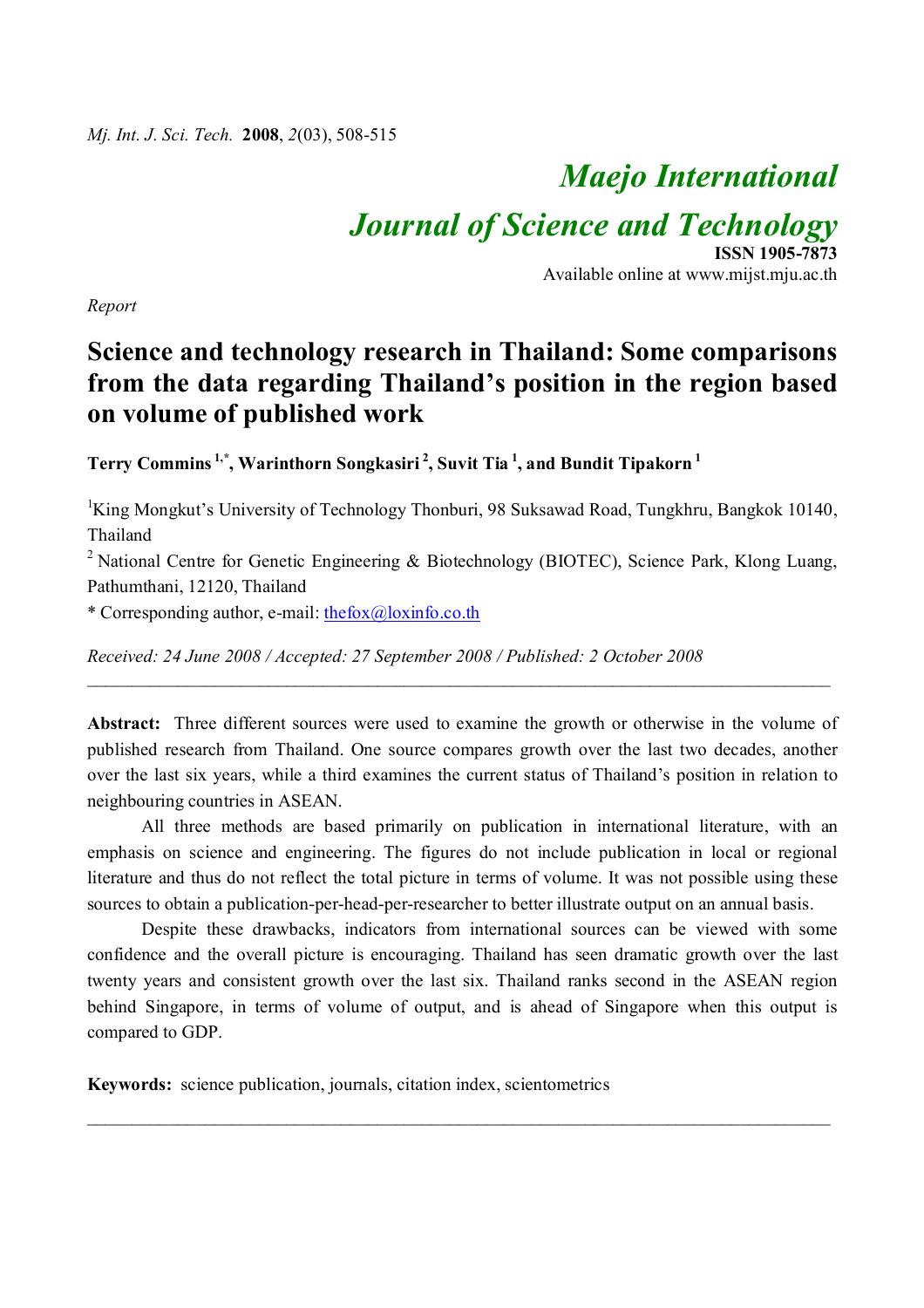Maejo International
Journal of Science and Technology

ISSN 1905-7873

Available online at www.mijst.mju.ac.th

*Report*

# Science and technology research in Thailand: Some comparisons from the data regarding Thailand's position in the region based on volume of published work

**Terry Commins [1,*], Warinthorn Songkasiri [2], Suvit Tia [1], and Bundit Tipakorn [1]**

[1] King Mongkut's University of Technology Thonburi, 98 Suksawad Road, Tungkhru, Bangkok 10140, Thailand

[2] National Centre for Genetic Engineering & Biotechnology (BIOTEC), Science Park, Klong Luang, Pathumthani, 12120, Thailand

* Corresponding author, e-mail: thefox@loxinfo.co.th

*Received: 24 June 2008 / Accepted: 27 September 2008 / Published: 2 October 2008*

---

**Abstract:** Three different sources were used to examine the growth or otherwise in the volume of published research from Thailand. One source compares growth over the last two decades, another over the last six years, while a third examines the current status of Thailand's position in relation to neighbouring countries in ASEAN.

All three methods are based primarily on publication in international literature, with an emphasis on science and engineering. The figures do not include publication in local or regional literature and thus do not reflect the total picture in terms of volume. It was not possible using these sources to obtain a publication-per-head-per-researcher to better illustrate output on an annual basis.

Despite these drawbacks, indicators from international sources can be viewed with some confidence and the overall picture is encouraging. Thailand has seen dramatic growth over the last twenty years and consistent growth over the last six. Thailand ranks second in the ASEAN region behind Singapore, in terms of volume of output, and is ahead of Singapore when this output is compared to GDP.

**Keywords:** science publication, journals, citation index, scientometrics

---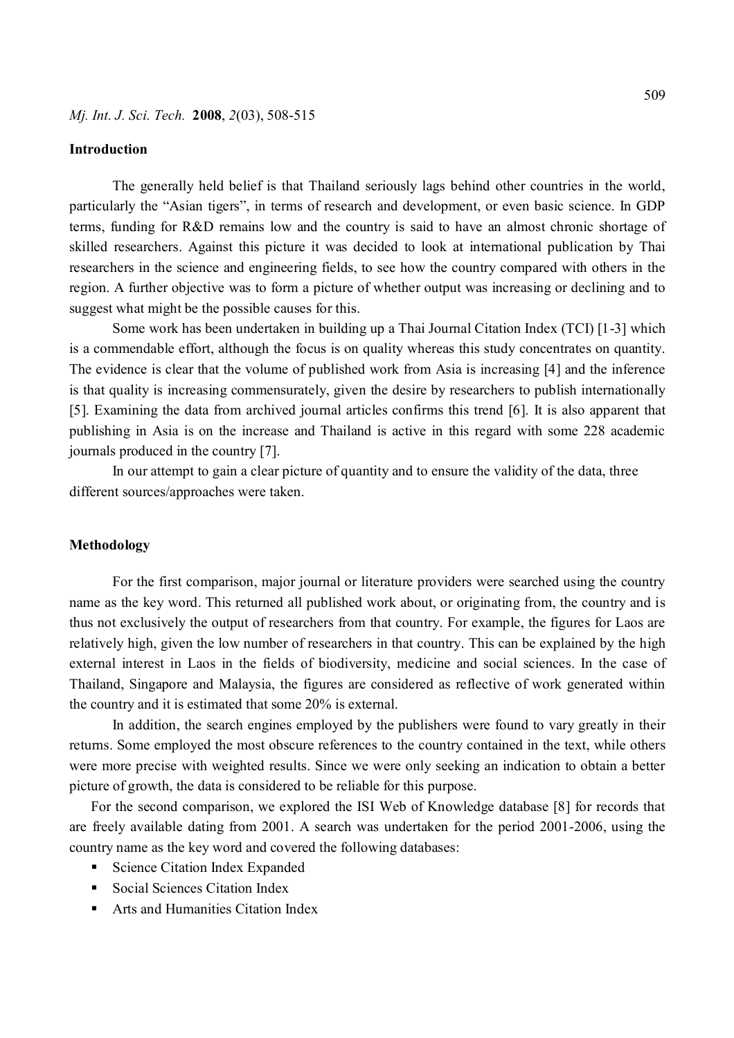## Introduction

The generally held belief is that Thailand seriously lags behind other countries in the world, particularly the "Asian tigers", in terms of research and development, or even basic science. In GDP terms, funding for R&D remains low and the country is said to have an almost chronic shortage of skilled researchers. Against this picture it was decided to look at international publication by Thai researchers in the science and engineering fields, to see how the country compared with others in the region. A further objective was to form a picture of whether output was increasing or declining and to suggest what might be the possible causes for this.

Some work has been undertaken in building up a Thai Journal Citation Index (TCI) [1-3] which is a commendable effort, although the focus is on quality whereas this study concentrates on quantity. The evidence is clear that the volume of published work from Asia is increasing [4] and the inference is that quality is increasing commensurately, given the desire by researchers to publish internationally [5]. Examining the data from archived journal articles confirms this trend [6]. It is also apparent that publishing in Asia is on the increase and Thailand is active in this regard with some 228 academic journals produced in the country [7].

In our attempt to gain a clear picture of quantity and to ensure the validity of the data, three different sources/approaches were taken.

## Methodology

For the first comparison, major journal or literature providers were searched using the country name as the key word. This returned all published work about, or originating from, the country and is thus not exclusively the output of researchers from that country. For example, the figures for Laos are relatively high, given the low number of researchers in that country. This can be explained by the high external interest in Laos in the fields of biodiversity, medicine and social sciences. In the case of Thailand, Singapore and Malaysia, the figures are considered as reflective of work generated within the country and it is estimated that some 20% is external.

In addition, the search engines employed by the publishers were found to vary greatly in their returns. Some employed the most obscure references to the country contained in the text, while others were more precise with weighted results. Since we were only seeking an indication to obtain a better picture of growth, the data is considered to be reliable for this purpose.

For the second comparison, we explored the ISI Web of Knowledge database [8] for records that are freely available dating from 2001. A search was undertaken for the period 2001-2006, using the country name as the key word and covered the following databases:

- Science Citation Index Expanded
- Social Sciences Citation Index
- Arts and Humanities Citation Index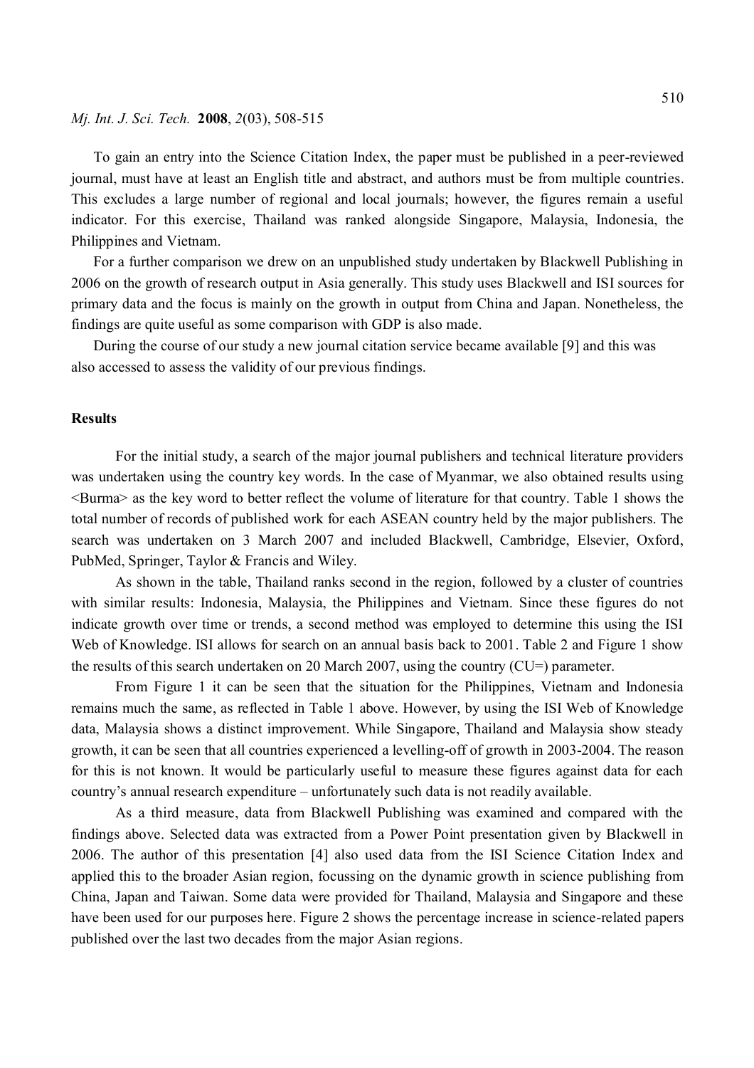To gain an entry into the Science Citation Index, the paper must be published in a peer-reviewed journal, must have at least an English title and abstract, and authors must be from multiple countries. This excludes a large number of regional and local journals; however, the figures remain a useful indicator. For this exercise, Thailand was ranked alongside Singapore, Malaysia, Indonesia, the Philippines and Vietnam.

For a further comparison we drew on an unpublished study undertaken by Blackwell Publishing in 2006 on the growth of research output in Asia generally. This study uses Blackwell and ISI sources for primary data and the focus is mainly on the growth in output from China and Japan. Nonetheless, the findings are quite useful as some comparison with GDP is also made.

During the course of our study a new journal citation service became available [9] and this was also accessed to assess the validity of our previous findings.

## Results

For the initial study, a search of the major journal publishers and technical literature providers was undertaken using the country key words. In the case of Myanmar, we also obtained results using <Burma> as the key word to better reflect the volume of literature for that country. Table 1 shows the total number of records of published work for each ASEAN country held by the major publishers. The search was undertaken on 3 March 2007 and included Blackwell, Cambridge, Elsevier, Oxford, PubMed, Springer, Taylor & Francis and Wiley.

As shown in the table, Thailand ranks second in the region, followed by a cluster of countries with similar results: Indonesia, Malaysia, the Philippines and Vietnam. Since these figures do not indicate growth over time or trends, a second method was employed to determine this using the ISI Web of Knowledge. ISI allows for search on an annual basis back to 2001. Table 2 and Figure 1 show the results of this search undertaken on 20 March 2007, using the country (CU=) parameter.

From Figure 1 it can be seen that the situation for the Philippines, Vietnam and Indonesia remains much the same, as reflected in Table 1 above. However, by using the ISI Web of Knowledge data, Malaysia shows a distinct improvement. While Singapore, Thailand and Malaysia show steady growth, it can be seen that all countries experienced a levelling-off of growth in 2003-2004. The reason for this is not known. It would be particularly useful to measure these figures against data for each country's annual research expenditure – unfortunately such data is not readily available.

As a third measure, data from Blackwell Publishing was examined and compared with the findings above. Selected data was extracted from a Power Point presentation given by Blackwell in 2006. The author of this presentation [4] also used data from the ISI Science Citation Index and applied this to the broader Asian region, focussing on the dynamic growth in science publishing from China, Japan and Taiwan. Some data were provided for Thailand, Malaysia and Singapore and these have been used for our purposes here. Figure 2 shows the percentage increase in science-related papers published over the last two decades from the major Asian regions.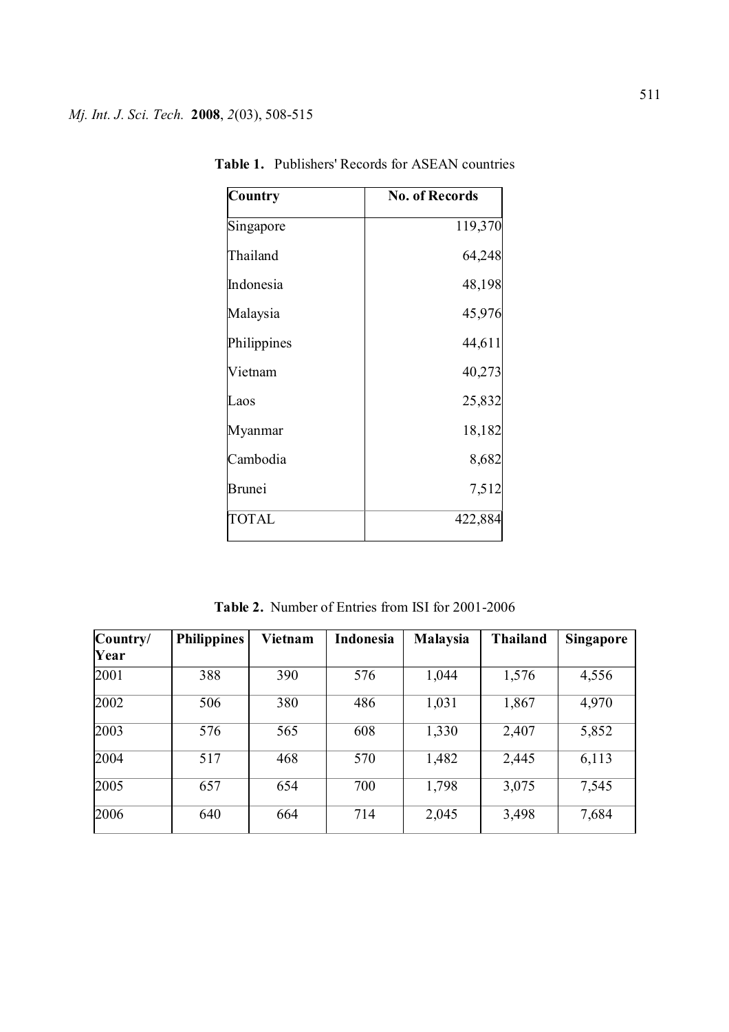**Table 1.** Publishers' Records for ASEAN countries

| Country | No. of Records |
|---|---|
| Singapore | 119,370 |
| Thailand | 64,248 |
| Indonesia | 48,198 |
| Malaysia | 45,976 |
| Philippines | 44,611 |
| Vietnam | 40,273 |
| Laos | 25,832 |
| Myanmar | 18,182 |
| Cambodia | 8,682 |
| Brunei | 7,512 |
| TOTAL | 422,884 |

**Table 2.** Number of Entries from ISI for 2001-2006

| Country/ Year | Philippines | Vietnam | Indonesia | Malaysia | Thailand | Singapore |
|---|---|---|---|---|---|---|
| 2001 | 388 | 390 | 576 | 1,044 | 1,576 | 4,556 |
| 2002 | 506 | 380 | 486 | 1,031 | 1,867 | 4,970 |
| 2003 | 576 | 565 | 608 | 1,330 | 2,407 | 5,852 |
| 2004 | 517 | 468 | 570 | 1,482 | 2,445 | 6,113 |
| 2005 | 657 | 654 | 700 | 1,798 | 3,075 | 7,545 |
| 2006 | 640 | 664 | 714 | 2,045 | 3,498 | 7,684 |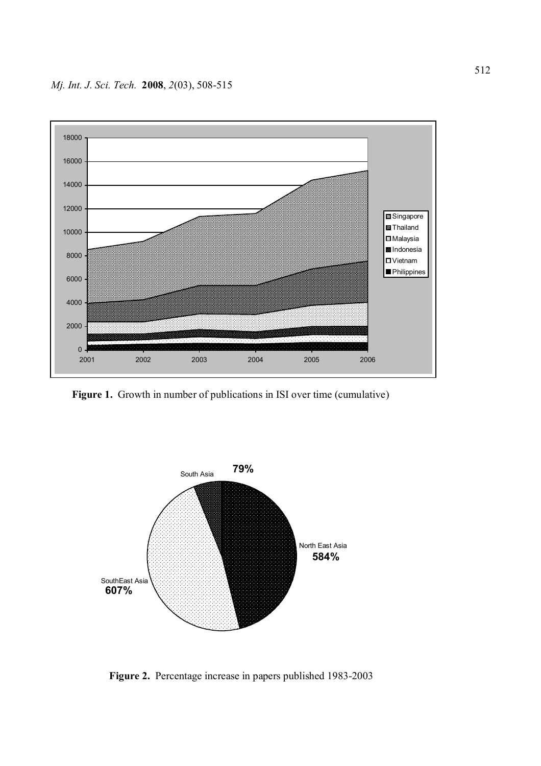Figure 1. Growth in number of publications in ISI over time (cumulative)

Figure 2. Percentage increase in papers published 1983-2003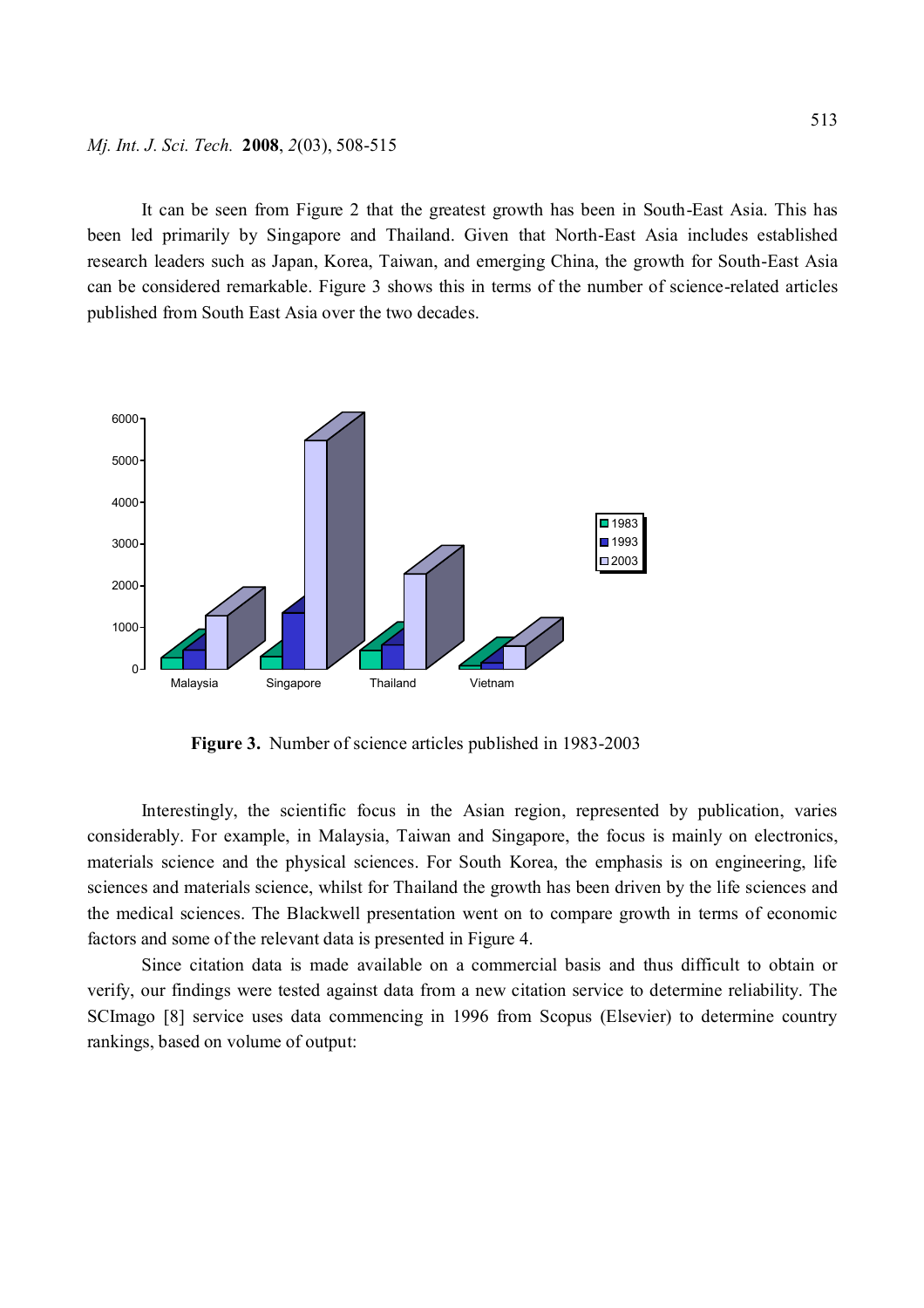It can be seen from Figure 2 that the greatest growth has been in South-East Asia. This has been led primarily by Singapore and Thailand. Given that North-East Asia includes established research leaders such as Japan, Korea, Taiwan, and emerging China, the growth for South-East Asia can be considered remarkable. Figure 3 shows this in terms of the number of science-related articles published from South East Asia over the two decades.

**Figure 3.** Number of science articles published in 1983-2003

Interestingly, the scientific focus in the Asian region, represented by publication, varies considerably. For example, in Malaysia, Taiwan and Singapore, the focus is mainly on electronics, materials science and the physical sciences. For South Korea, the emphasis is on engineering, life sciences and materials science, whilst for Thailand the growth has been driven by the life sciences and the medical sciences. The Blackwell presentation went on to compare growth in terms of economic factors and some of the relevant data is presented in Figure 4.

Since citation data is made available on a commercial basis and thus difficult to obtain or verify, our findings were tested against data from a new citation service to determine reliability. The SCImago [8] service uses data commencing in 1996 from Scopus (Elsevier) to determine country rankings, based on volume of output: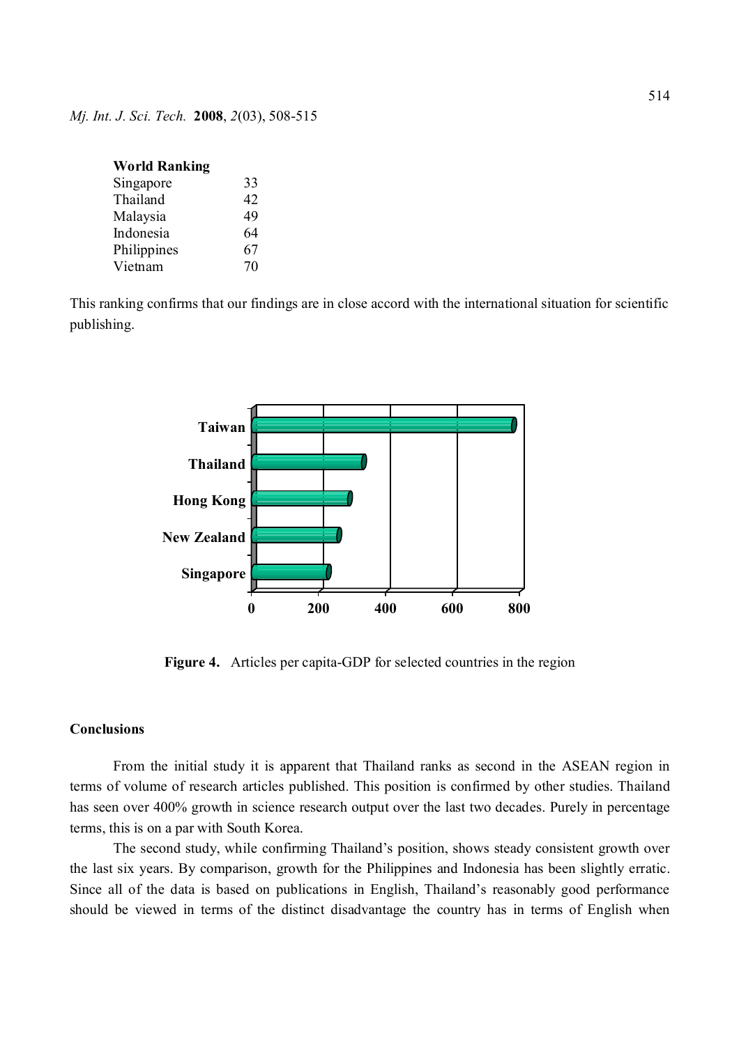**World Ranking**

| | |
|---|---|
| Singapore | 33 |
| Thailand | 42 |
| Malaysia | 49 |
| Indonesia | 64 |
| Philippines | 67 |
| Vietnam | 70 |

This ranking confirms that our findings are in close accord with the international situation for scientific publishing.

**Figure 4.** Articles per capita-GDP for selected countries in the region

## Conclusions

From the initial study it is apparent that Thailand ranks as second in the ASEAN region in terms of volume of research articles published. This position is confirmed by other studies. Thailand has seen over 400% growth in science research output over the last two decades. Purely in percentage terms, this is on a par with South Korea.

The second study, while confirming Thailand's position, shows steady consistent growth over the last six years. By comparison, growth for the Philippines and Indonesia has been slightly erratic. Since all of the data is based on publications in English, Thailand's reasonably good performance should be viewed in terms of the distinct disadvantage the country has in terms of English when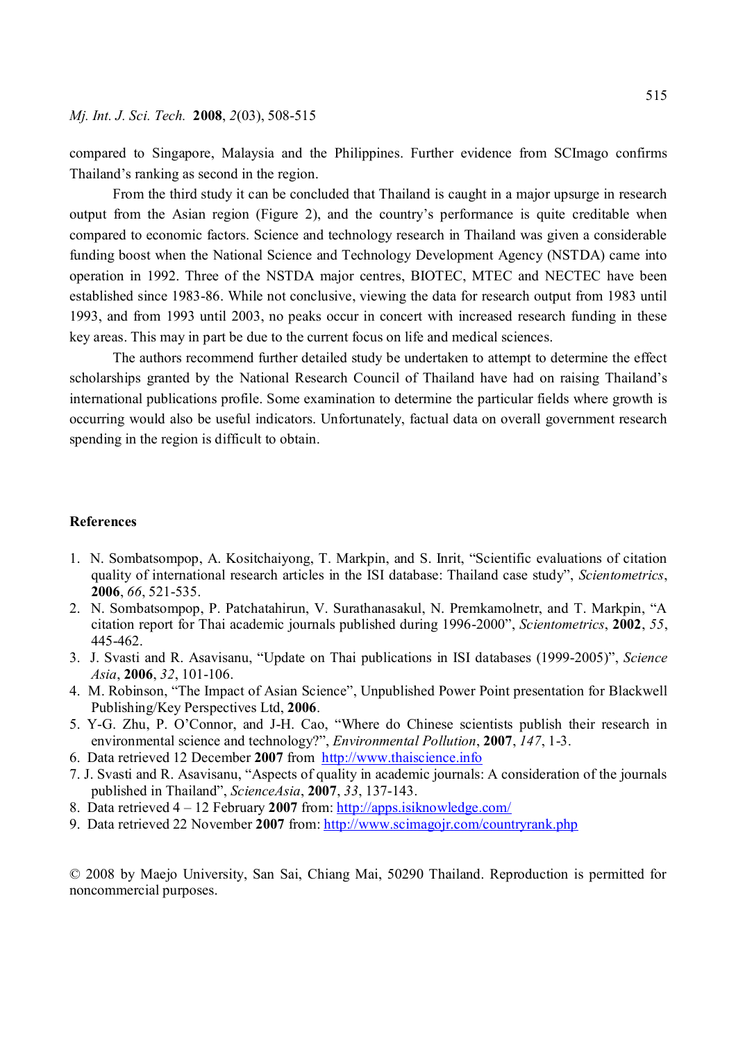compared to Singapore, Malaysia and the Philippines. Further evidence from SCImago confirms Thailand's ranking as second in the region.

From the third study it can be concluded that Thailand is caught in a major upsurge in research output from the Asian region (Figure 2), and the country's performance is quite creditable when compared to economic factors. Science and technology research in Thailand was given a considerable funding boost when the National Science and Technology Development Agency (NSTDA) came into operation in 1992. Three of the NSTDA major centres, BIOTEC, MTEC and NECTEC have been established since 1983-86. While not conclusive, viewing the data for research output from 1983 until 1993, and from 1993 until 2003, no peaks occur in concert with increased research funding in these key areas. This may in part be due to the current focus on life and medical sciences.

The authors recommend further detailed study be undertaken to attempt to determine the effect scholarships granted by the National Research Council of Thailand have had on raising Thailand's international publications profile. Some examination to determine the particular fields where growth is occurring would also be useful indicators. Unfortunately, factual data on overall government research spending in the region is difficult to obtain.

## References

1. N. Sombatsompop, A. Kositchaiyong, T. Markpin, and S. Inrit, "Scientific evaluations of citation quality of international research articles in the ISI database: Thailand case study", *Scientometrics*, **2006**, *66*, 521-535.
2. N. Sombatsompop, P. Patchatahirun, V. Surathanasakul, N. Premkamolnetr, and T. Markpin, "A citation report for Thai academic journals published during 1996-2000", *Scientometrics*, **2002**, *55*, 445-462.
3. J. Svasti and R. Asavisanu, "Update on Thai publications in ISI databases (1999-2005)", *Science Asia*, **2006**, *32*, 101-106.
4. M. Robinson, "The Impact of Asian Science", Unpublished Power Point presentation for Blackwell Publishing/Key Perspectives Ltd, **2006**.
5. Y-G. Zhu, P. O'Connor, and J-H. Cao, "Where do Chinese scientists publish their research in environmental science and technology?", *Environmental Pollution*, **2007**, *147*, 1-3.
6. Data retrieved 12 December **2007** from http://www.thaiscience.info
7. J. Svasti and R. Asavisanu, "Aspects of quality in academic journals: A consideration of the journals published in Thailand", *ScienceAsia*, **2007**, *33*, 137-143.
8. Data retrieved 4 – 12 February **2007** from: http://apps.isiknowledge.com/
9. Data retrieved 22 November **2007** from: http://www.scimagojr.com/countryrank.php

© 2008 by Maejo University, San Sai, Chiang Mai, 50290 Thailand. Reproduction is permitted for noncommercial purposes.